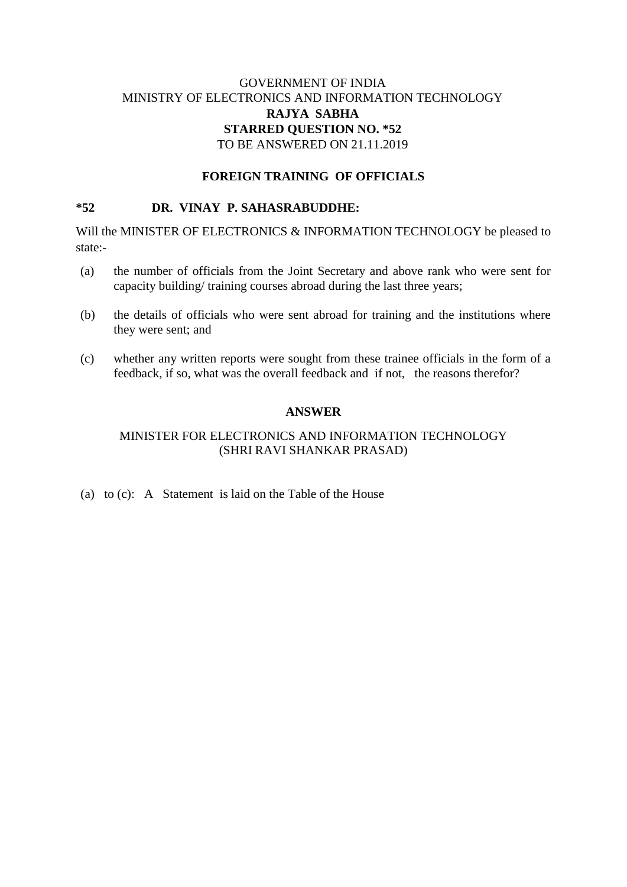GOVERNMENT OF INDIA
MINISTRY OF ELECTRONICS AND INFORMATION TECHNOLOGY
**RAJYA SABHA**
**STARRED QUESTION NO. *52**
TO BE ANSWERED ON 21.11.2019

**FOREIGN TRAINING OF OFFICIALS**

**\*52 DR. VINAY P. SAHASRABUDDHE:**

Will the MINISTER OF ELECTRONICS & INFORMATION TECHNOLOGY be pleased to state:-

(a) the number of officials from the Joint Secretary and above rank who were sent for capacity building/ training courses abroad during the last three years;

(b) the details of officials who were sent abroad for training and the institutions where they were sent; and

(c) whether any written reports were sought from these trainee officials in the form of a feedback, if so, what was the overall feedback and if not, the reasons therefor?

**ANSWER**

MINISTER FOR ELECTRONICS AND INFORMATION TECHNOLOGY
(SHRI RAVI SHANKAR PRASAD)

(a) to (c): A Statement is laid on the Table of the House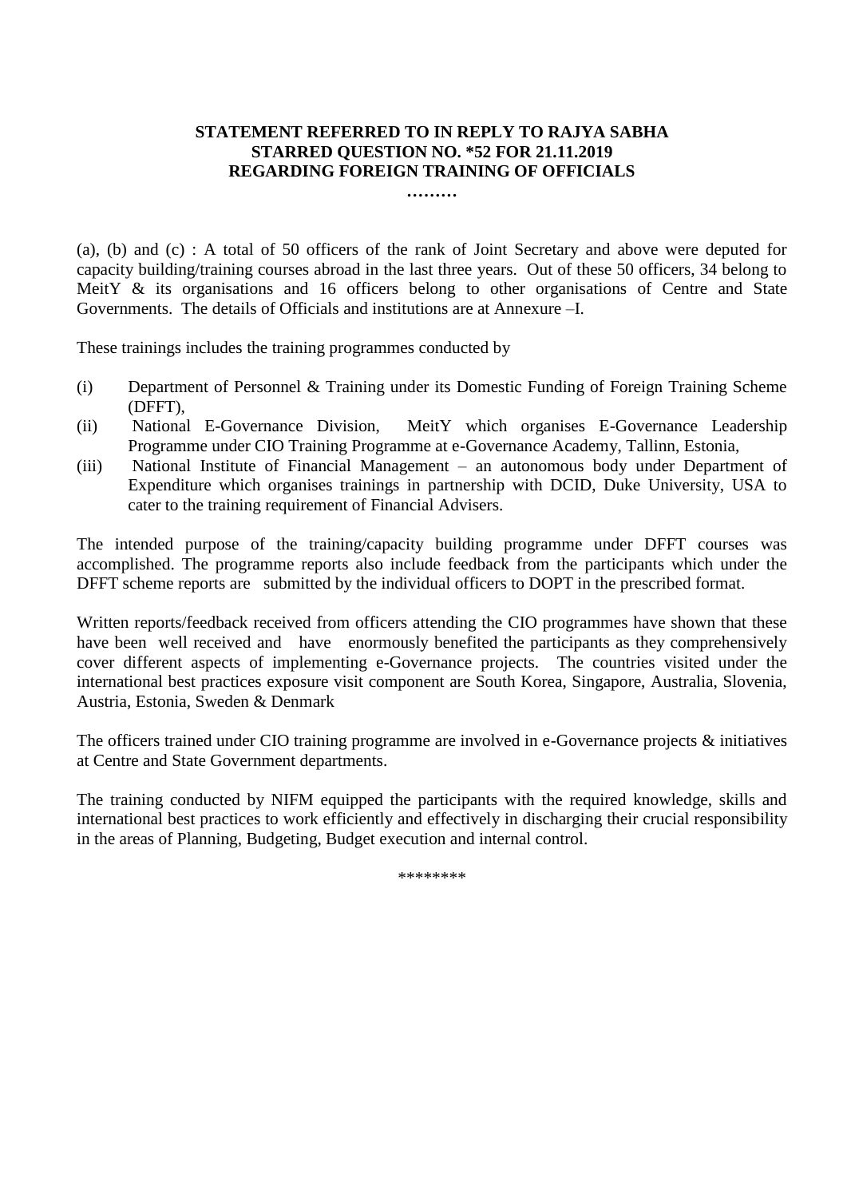**STATEMENT REFERRED TO IN REPLY TO RAJYA SABHA STARRED QUESTION NO. *52 FOR 21.11.2019 REGARDING FOREIGN TRAINING OF OFFICIALS**

**………**

(a), (b) and (c) : A total of 50 officers of the rank of Joint Secretary and above were deputed for capacity building/training courses abroad in the last three years. Out of these 50 officers, 34 belong to MeitY & its organisations and 16 officers belong to other organisations of Centre and State Governments. The details of Officials and institutions are at Annexure –I.

These trainings includes the training programmes conducted by

(i) Department of Personnel & Training under its Domestic Funding of Foreign Training Scheme (DFFT),

(ii) National E-Governance Division, MeitY which organises E-Governance Leadership Programme under CIO Training Programme at e-Governance Academy, Tallinn, Estonia,

(iii) National Institute of Financial Management – an autonomous body under Department of Expenditure which organises trainings in partnership with DCID, Duke University, USA to cater to the training requirement of Financial Advisers.

The intended purpose of the training/capacity building programme under DFFT courses was accomplished. The programme reports also include feedback from the participants which under the DFFT scheme reports are submitted by the individual officers to DOPT in the prescribed format.

Written reports/feedback received from officers attending the CIO programmes have shown that these have been well received and have enormously benefited the participants as they comprehensively cover different aspects of implementing e-Governance projects. The countries visited under the international best practices exposure visit component are South Korea, Singapore, Australia, Slovenia, Austria, Estonia, Sweden & Denmark

The officers trained under CIO training programme are involved in e-Governance projects & initiatives at Centre and State Government departments.

The training conducted by NIFM equipped the participants with the required knowledge, skills and international best practices to work efficiently and effectively in discharging their crucial responsibility in the areas of Planning, Budgeting, Budget execution and internal control.

********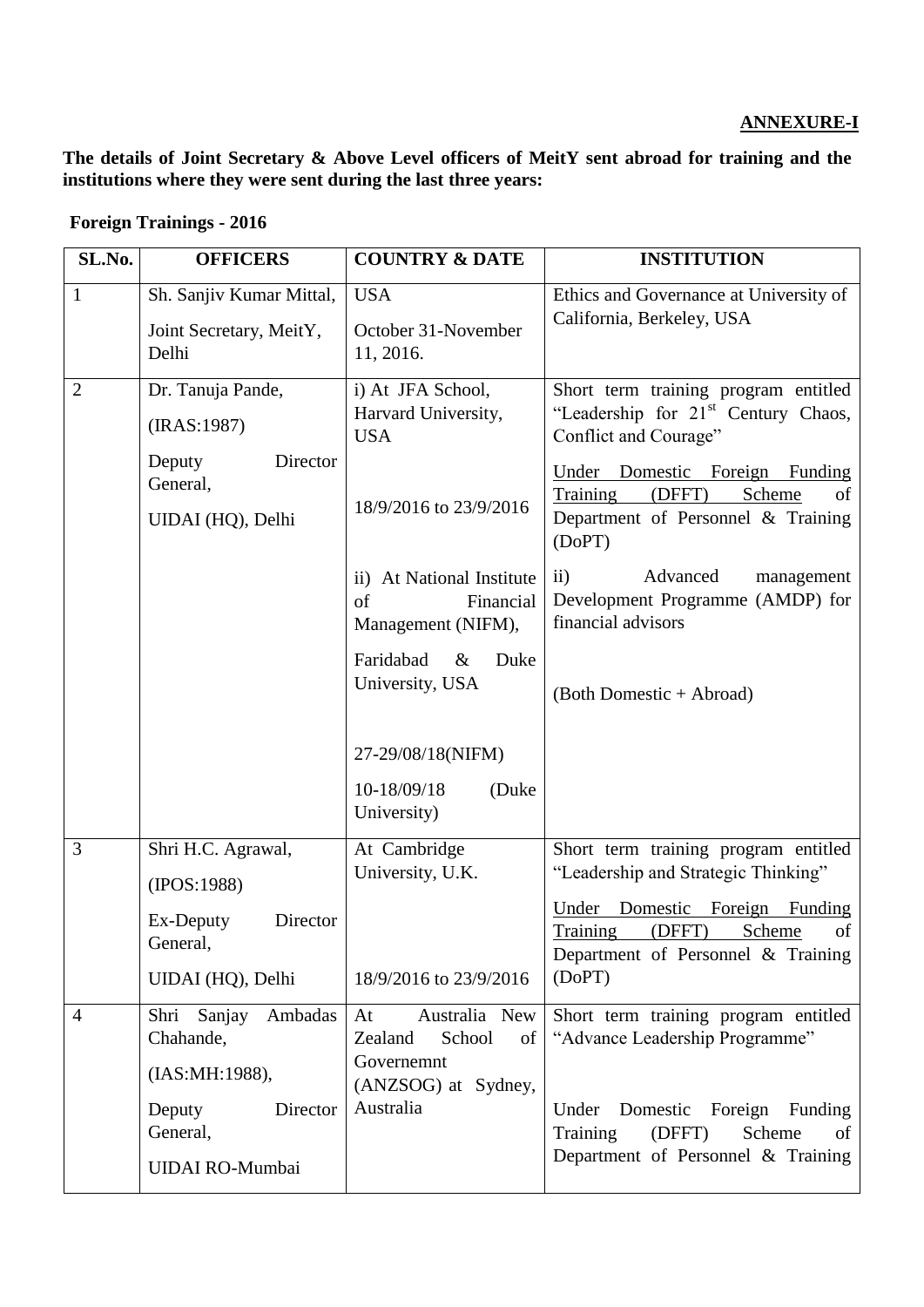**ANNEXURE-I**

**The details of Joint Secretary & Above Level officers of MeitY sent abroad for training and the institutions where they were sent during the last three years:**

**Foreign Trainings - 2016**

| SL.No. | OFFICERS | COUNTRY & DATE | INSTITUTION |
|---|---|---|---|
| 1 | Sh. Sanjiv Kumar Mittal,<br>Joint Secretary, MeitY, Delhi | USA<br>October 31-November 11, 2016. | Ethics and Governance at University of California, Berkeley, USA |
| 2 | Dr. Tanuja Pande,<br>(IRAS:1987)<br>Deputy Director General,<br>UIDAI (HQ), Delhi | i) At JFA School, Harvard University, USA<br><br>18/9/2016 to 23/9/2016<br><br>ii) At National Institute of Financial Management (NIFM),<br>Faridabad & Duke University, USA<br><br>27-29/08/18(NIFM)<br>10-18/09/18 (Duke University) | Short term training program entitled "Leadership for 21st Century Chaos, Conflict and Courage"<br>Under Domestic Foreign Funding Training (DFFT) Scheme of Department of Personnel & Training (DoPT)<br><br>ii) Advanced management Development Programme (AMDP) for financial advisors<br><br>(Both Domestic + Abroad) |
| 3 | Shri H.C. Agrawal,<br>(IPOS:1988)<br>Ex-Deputy Director General,<br>UIDAI (HQ), Delhi | At Cambridge University, U.K.<br><br>18/9/2016 to 23/9/2016 | Short term training program entitled "Leadership and Strategic Thinking"<br>Under Domestic Foreign Funding Training (DFFT) Scheme of Department of Personnel & Training (DoPT) |
| 4 | Shri Sanjay Ambadas Chahande,<br>(IAS:MH:1988),<br>Deputy Director General,<br>UIDAI RO-Mumbai | At Australia New Zealand School of Governemnt (ANZSOG) at Sydney, Australia | Short term training program entitled "Advance Leadership Programme"<br><br>Under Domestic Foreign Funding Training (DFFT) Scheme of Department of Personnel & Training |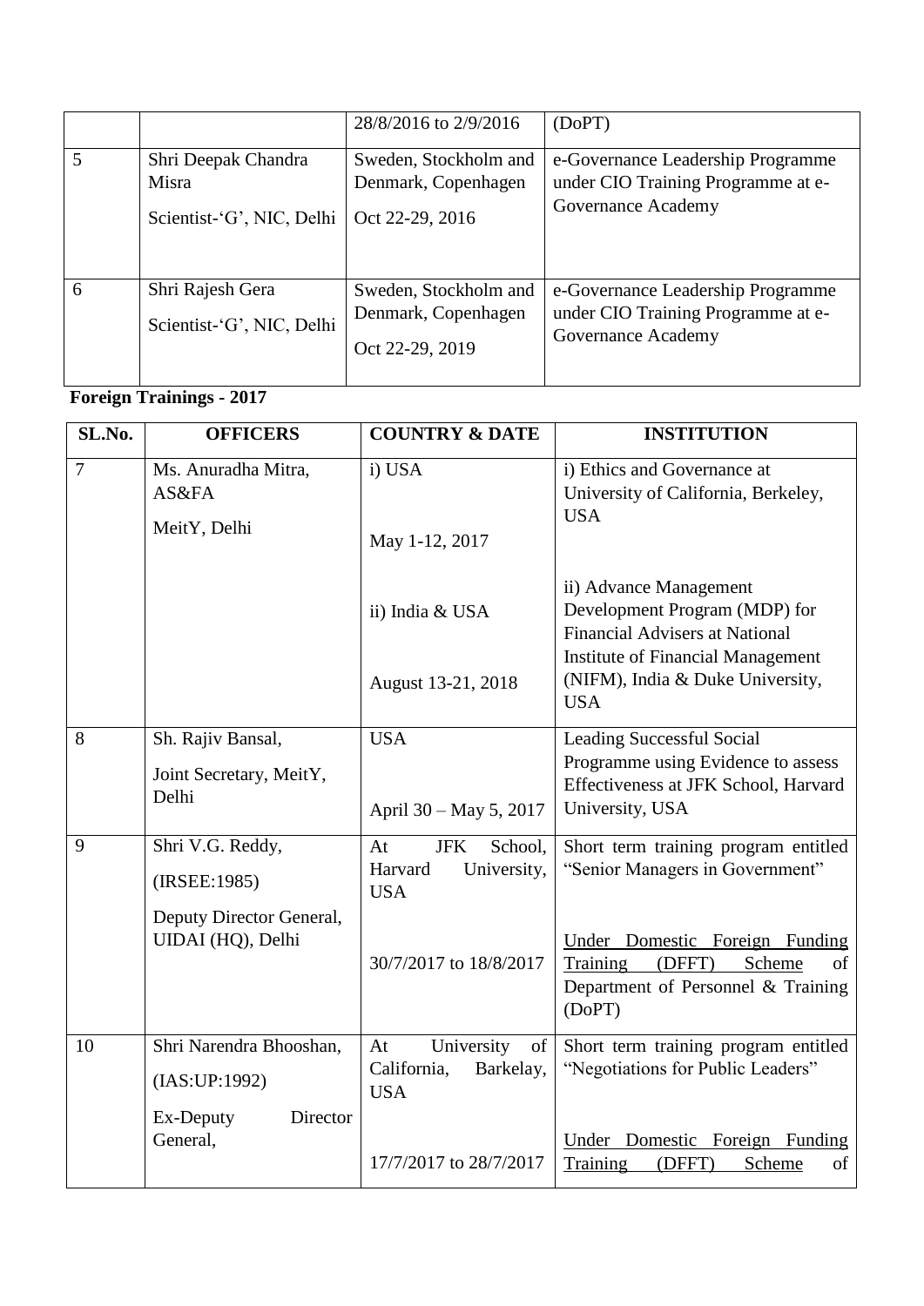| | | | |
|---|---|---|---|
| | | 28/8/2016 to 2/9/2016 | (DoPT) |
| 5 | Shri Deepak Chandra Misra<br>Scientist-'G', NIC, Delhi | Sweden, Stockholm and Denmark, Copenhagen<br>Oct 22-29, 2016 | e-Governance Leadership Programme under CIO Training Programme at e-Governance Academy |
| 6 | Shri Rajesh Gera<br>Scientist-'G', NIC, Delhi | Sweden, Stockholm and Denmark, Copenhagen<br>Oct 22-29, 2019 | e-Governance Leadership Programme under CIO Training Programme at e-Governance Academy |

**Foreign Trainings - 2017**

| SL.No. | OFFICERS | COUNTRY & DATE | INSTITUTION |
|---|---|---|---|
| 7 | Ms. Anuradha Mitra, AS&FA<br>MeitY, Delhi | i) USA<br>May 1-12, 2017<br><br>ii) India & USA<br>August 13-21, 2018 | i) Ethics and Governance at University of California, Berkeley, USA<br><br>ii) Advance Management Development Program (MDP) for Financial Advisers at National Institute of Financial Management (NIFM), India & Duke University, USA |
| 8 | Sh. Rajiv Bansal,<br>Joint Secretary, MeitY, Delhi | USA<br>April 30 – May 5, 2017 | Leading Successful Social Programme using Evidence to assess Effectiveness at JFK School, Harvard University, USA |
| 9 | Shri V.G. Reddy,<br>(IRSEE:1985)<br>Deputy Director General, UIDAI (HQ), Delhi | At JFK School, Harvard University, USA<br>30/7/2017 to 18/8/2017 | Short term training program entitled "Senior Managers in Government"<br><br>Under Domestic Foreign Funding Training (DFFT) Scheme of Department of Personnel & Training (DoPT) |
| 10 | Shri Narendra Bhooshan,<br>(IAS:UP:1992)<br>Ex-Deputy Director General, | At University of California, Barkelay, USA<br>17/7/2017 to 28/7/2017 | Short term training program entitled "Negotiations for Public Leaders"<br><br>Under Domestic Foreign Funding Training (DFFT) Scheme of |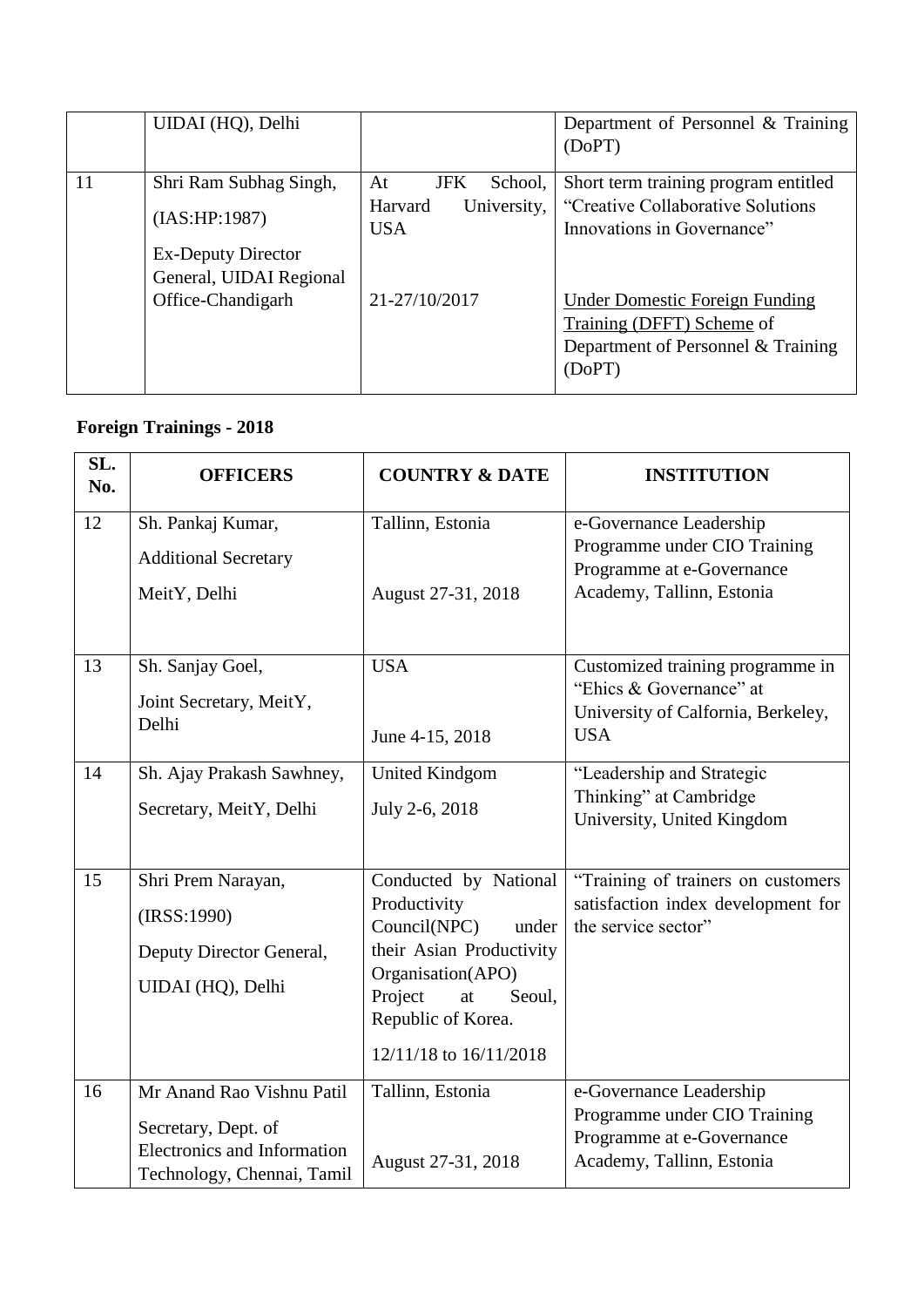| | | | |
|---|---|---|---|
| | UIDAI (HQ), Delhi | | Department of Personnel & Training (DoPT) |
| 11 | Shri Ram Subhag Singh, (IAS:HP:1987) Ex-Deputy Director General, UIDAI Regional Office-Chandigarh | At JFK School, Harvard University, USA 21-27/10/2017 | Short term training program entitled "Creative Collaborative Solutions Innovations in Governance" Under Domestic Foreign Funding Training (DFFT) Scheme of Department of Personnel & Training (DoPT) |

**Foreign Trainings - 2018**

| SL. No. | OFFICERS | COUNTRY & DATE | INSTITUTION |
|---|---|---|---|
| 12 | Sh. Pankaj Kumar, Additional Secretary MeitY, Delhi | Tallinn, Estonia August 27-31, 2018 | e-Governance Leadership Programme under CIO Training Programme at e-Governance Academy, Tallinn, Estonia |
| 13 | Sh. Sanjay Goel, Joint Secretary, MeitY, Delhi | USA June 4-15, 2018 | Customized training programme in "Ehics & Governance" at University of Calfornia, Berkeley, USA |
| 14 | Sh. Ajay Prakash Sawhney, Secretary, MeitY, Delhi | United Kindgom July 2-6, 2018 | "Leadership and Strategic Thinking" at Cambridge University, United Kingdom |
| 15 | Shri Prem Narayan, (IRSS:1990) Deputy Director General, UIDAI (HQ), Delhi | Conducted by National Productivity Council(NPC) under their Asian Productivity Organisation(APO) Project at Seoul, Republic of Korea. 12/11/18 to 16/11/2018 | "Training of trainers on customers satisfaction index development for the service sector" |
| 16 | Mr Anand Rao Vishnu Patil Secretary, Dept. of Electronics and Information Technology, Chennai, Tamil | Tallinn, Estonia August 27-31, 2018 | e-Governance Leadership Programme under CIO Training Programme at e-Governance Academy, Tallinn, Estonia |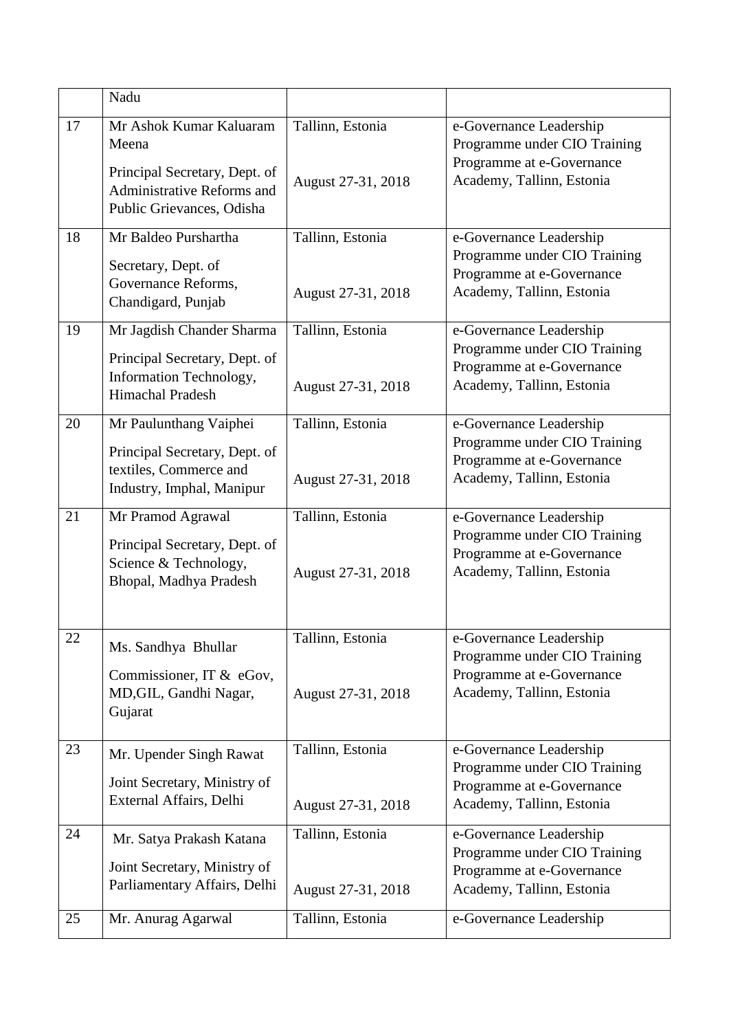| | | | |
|---|---|---|---|
| | Nadu | | |
| 17 | Mr Ashok Kumar Kaluaram Meena<br>Principal Secretary, Dept. of Administrative Reforms and Public Grievances, Odisha | Tallinn, Estonia<br>August 27-31, 2018 | e-Governance Leadership Programme under CIO Training Programme at e-Governance Academy, Tallinn, Estonia |
| 18 | Mr Baldeo Purshartha<br>Secretary, Dept. of Governance Reforms, Chandigard, Punjab | Tallinn, Estonia<br>August 27-31, 2018 | e-Governance Leadership Programme under CIO Training Programme at e-Governance Academy, Tallinn, Estonia |
| 19 | Mr Jagdish Chander Sharma<br>Principal Secretary, Dept. of Information Technology, Himachal Pradesh | Tallinn, Estonia<br>August 27-31, 2018 | e-Governance Leadership Programme under CIO Training Programme at e-Governance Academy, Tallinn, Estonia |
| 20 | Mr Paulunthang Vaiphei<br>Principal Secretary, Dept. of textiles, Commerce and Industry, Imphal, Manipur | Tallinn, Estonia<br>August 27-31, 2018 | e-Governance Leadership Programme under CIO Training Programme at e-Governance Academy, Tallinn, Estonia |
| 21 | Mr Pramod Agrawal<br>Principal Secretary, Dept. of Science & Technology, Bhopal, Madhya Pradesh | Tallinn, Estonia<br>August 27-31, 2018 | e-Governance Leadership Programme under CIO Training Programme at e-Governance Academy, Tallinn, Estonia |
| 22 | Ms. Sandhya Bhullar<br>Commissioner, IT & eGov, MD,GIL, Gandhi Nagar, Gujarat | Tallinn, Estonia<br>August 27-31, 2018 | e-Governance Leadership Programme under CIO Training Programme at e-Governance Academy, Tallinn, Estonia |
| 23 | Mr. Upender Singh Rawat<br>Joint Secretary, Ministry of External Affairs, Delhi | Tallinn, Estonia<br>August 27-31, 2018 | e-Governance Leadership Programme under CIO Training Programme at e-Governance Academy, Tallinn, Estonia |
| 24 | Mr. Satya Prakash Katana<br>Joint Secretary, Ministry of Parliamentary Affairs, Delhi | Tallinn, Estonia<br>August 27-31, 2018 | e-Governance Leadership Programme under CIO Training Programme at e-Governance Academy, Tallinn, Estonia |
| 25 | Mr. Anurag Agarwal | Tallinn, Estonia | e-Governance Leadership |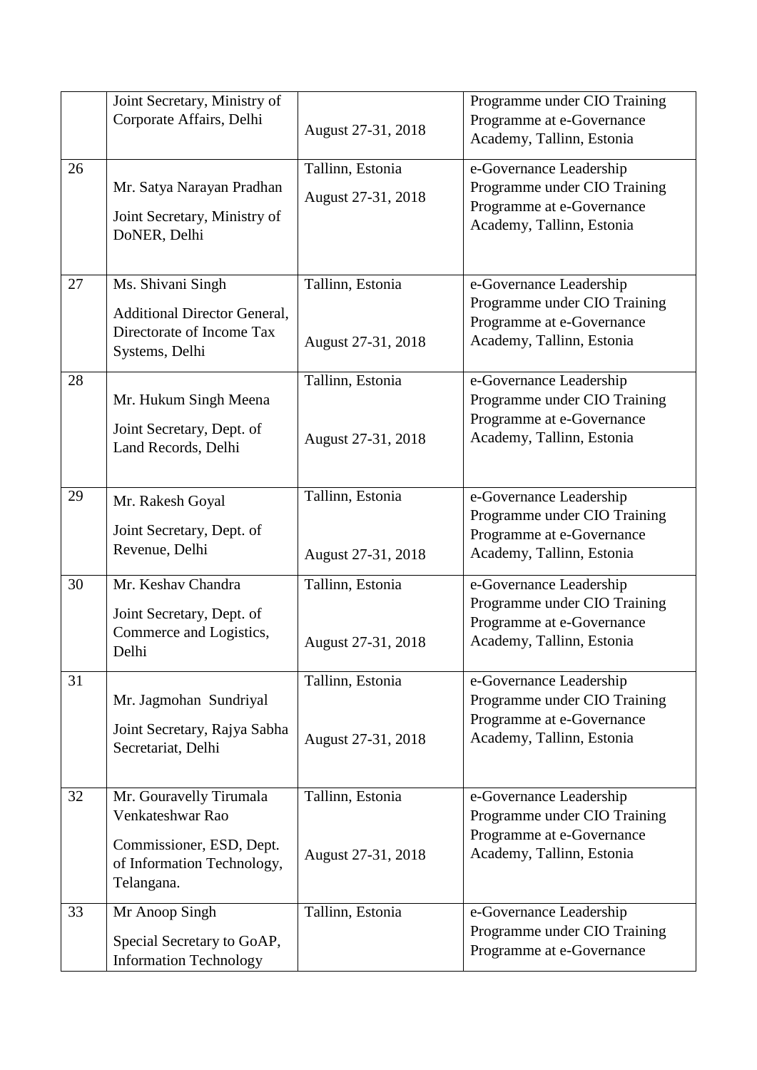|  |  |  |  |
|---|---|---|---|
|  | Joint Secretary, Ministry of Corporate Affairs, Delhi | August 27-31, 2018 | Programme under CIO Training Programme at e-Governance Academy, Tallinn, Estonia |
| 26 | Mr. Satya Narayan Pradhan<br>Joint Secretary, Ministry of DoNER, Delhi | Tallinn, Estonia<br>August 27-31, 2018 | e-Governance Leadership Programme under CIO Training Programme at e-Governance Academy, Tallinn, Estonia |
| 27 | Ms. Shivani Singh<br>Additional Director General, Directorate of Income Tax Systems, Delhi | Tallinn, Estonia<br>August 27-31, 2018 | e-Governance Leadership Programme under CIO Training Programme at e-Governance Academy, Tallinn, Estonia |
| 28 | Mr. Hukum Singh Meena<br>Joint Secretary, Dept. of Land Records, Delhi | Tallinn, Estonia<br>August 27-31, 2018 | e-Governance Leadership Programme under CIO Training Programme at e-Governance Academy, Tallinn, Estonia |
| 29 | Mr. Rakesh Goyal<br>Joint Secretary, Dept. of Revenue, Delhi | Tallinn, Estonia<br>August 27-31, 2018 | e-Governance Leadership Programme under CIO Training Programme at e-Governance Academy, Tallinn, Estonia |
| 30 | Mr. Keshav Chandra<br>Joint Secretary, Dept. of Commerce and Logistics, Delhi | Tallinn, Estonia<br>August 27-31, 2018 | e-Governance Leadership Programme under CIO Training Programme at e-Governance Academy, Tallinn, Estonia |
| 31 | Mr. Jagmohan Sundriyal<br>Joint Secretary, Rajya Sabha Secretariat, Delhi | Tallinn, Estonia<br>August 27-31, 2018 | e-Governance Leadership Programme under CIO Training Programme at e-Governance Academy, Tallinn, Estonia |
| 32 | Mr. Gouravelly Tirumala Venkateshwar Rao<br>Commissioner, ESD, Dept. of Information Technology, Telangana. | Tallinn, Estonia<br>August 27-31, 2018 | e-Governance Leadership Programme under CIO Training Programme at e-Governance Academy, Tallinn, Estonia |
| 33 | Mr Anoop Singh<br>Special Secretary to GoAP, Information Technology | Tallinn, Estonia | e-Governance Leadership Programme under CIO Training Programme at e-Governance |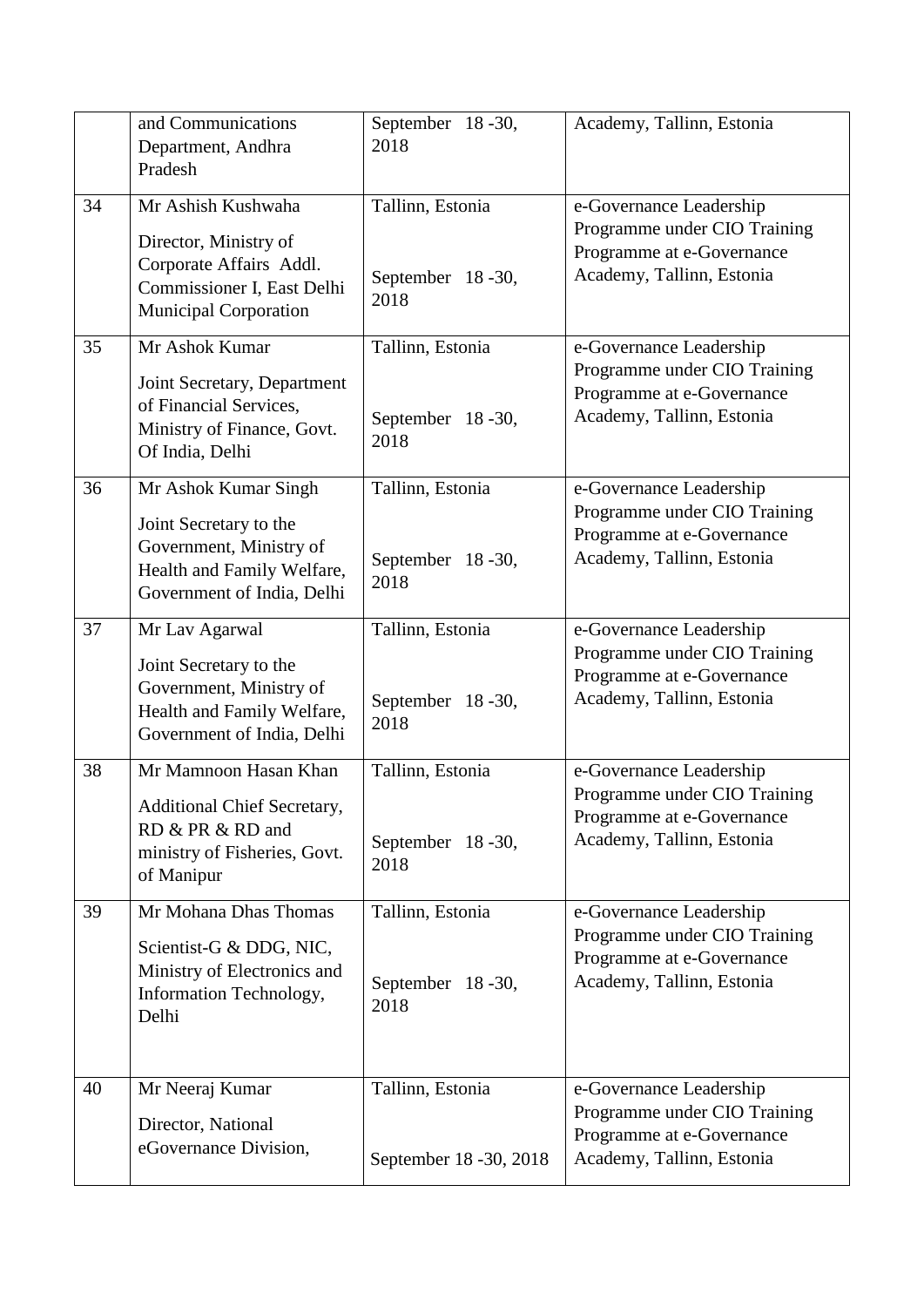|  |  |  |  |
|---|---|---|---|
|  | and Communications Department, Andhra Pradesh | September 18 -30, 2018 | Academy, Tallinn, Estonia |
| 34 | Mr Ashish Kushwaha<br><br>Director, Ministry of Corporate Affairs Addl. Commissioner I, East Delhi Municipal Corporation | Tallinn, Estonia<br><br>September 18 -30, 2018 | e-Governance Leadership Programme under CIO Training Programme at e-Governance Academy, Tallinn, Estonia |
| 35 | Mr Ashok Kumar<br><br>Joint Secretary, Department of Financial Services, Ministry of Finance, Govt. Of India, Delhi | Tallinn, Estonia<br><br>September 18 -30, 2018 | e-Governance Leadership Programme under CIO Training Programme at e-Governance Academy, Tallinn, Estonia |
| 36 | Mr Ashok Kumar Singh<br><br>Joint Secretary to the Government, Ministry of Health and Family Welfare, Government of India, Delhi | Tallinn, Estonia<br><br>September 18 -30, 2018 | e-Governance Leadership Programme under CIO Training Programme at e-Governance Academy, Tallinn, Estonia |
| 37 | Mr Lav Agarwal<br><br>Joint Secretary to the Government, Ministry of Health and Family Welfare, Government of India, Delhi | Tallinn, Estonia<br><br>September 18 -30, 2018 | e-Governance Leadership Programme under CIO Training Programme at e-Governance Academy, Tallinn, Estonia |
| 38 | Mr Mamnoon Hasan Khan<br><br>Additional Chief Secretary, RD & PR & RD and ministry of Fisheries, Govt. of Manipur | Tallinn, Estonia<br><br>September 18 -30, 2018 | e-Governance Leadership Programme under CIO Training Programme at e-Governance Academy, Tallinn, Estonia |
| 39 | Mr Mohana Dhas Thomas<br><br>Scientist-G & DDG, NIC, Ministry of Electronics and Information Technology, Delhi | Tallinn, Estonia<br><br>September 18 -30, 2018 | e-Governance Leadership Programme under CIO Training Programme at e-Governance Academy, Tallinn, Estonia |
| 40 | Mr Neeraj Kumar<br><br>Director, National eGovernance Division, | Tallinn, Estonia<br><br>September 18 -30, 2018 | e-Governance Leadership Programme under CIO Training Programme at e-Governance Academy, Tallinn, Estonia |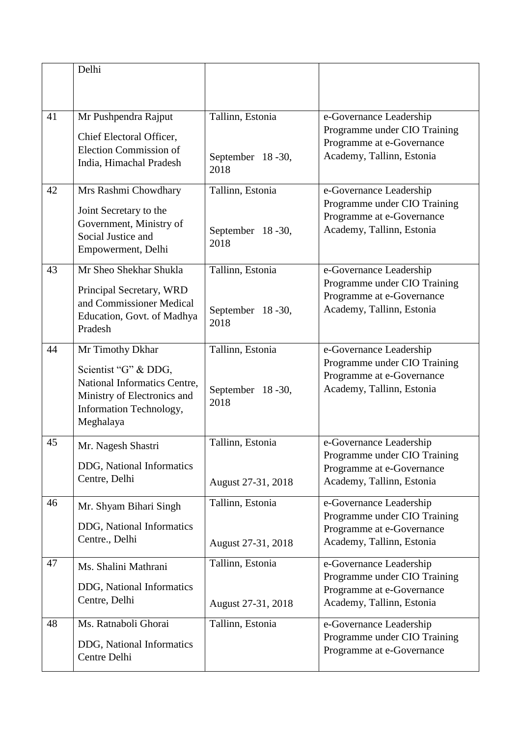|  |  |  |  |
|---|---|---|---|
|  | Delhi |  |  |
| 41 | Mr Pushpendra Rajput<br>Chief Electoral Officer, Election Commission of India, Himachal Pradesh | Tallinn, Estonia<br>September 18 -30, 2018 | e-Governance Leadership Programme under CIO Training Programme at e-Governance Academy, Tallinn, Estonia |
| 42 | Mrs Rashmi Chowdhary<br>Joint Secretary to the Government, Ministry of Social Justice and Empowerment, Delhi | Tallinn, Estonia<br>September 18 -30, 2018 | e-Governance Leadership Programme under CIO Training Programme at e-Governance Academy, Tallinn, Estonia |
| 43 | Mr Sheo Shekhar Shukla<br>Principal Secretary, WRD and Commissioner Medical Education, Govt. of Madhya Pradesh | Tallinn, Estonia<br>September 18 -30, 2018 | e-Governance Leadership Programme under CIO Training Programme at e-Governance Academy, Tallinn, Estonia |
| 44 | Mr Timothy Dkhar<br>Scientist "G" & DDG, National Informatics Centre, Ministry of Electronics and Information Technology, Meghalaya | Tallinn, Estonia<br>September 18 -30, 2018 | e-Governance Leadership Programme under CIO Training Programme at e-Governance Academy, Tallinn, Estonia |
| 45 | Mr. Nagesh Shastri<br>DDG, National Informatics Centre, Delhi | Tallinn, Estonia<br>August 27-31, 2018 | e-Governance Leadership Programme under CIO Training Programme at e-Governance Academy, Tallinn, Estonia |
| 46 | Mr. Shyam Bihari Singh<br>DDG, National Informatics Centre., Delhi | Tallinn, Estonia<br>August 27-31, 2018 | e-Governance Leadership Programme under CIO Training Programme at e-Governance Academy, Tallinn, Estonia |
| 47 | Ms. Shalini Mathrani<br>DDG, National Informatics Centre, Delhi | Tallinn, Estonia<br>August 27-31, 2018 | e-Governance Leadership Programme under CIO Training Programme at e-Governance Academy, Tallinn, Estonia |
| 48 | Ms. Ratnaboli Ghorai<br>DDG, National Informatics Centre Delhi | Tallinn, Estonia | e-Governance Leadership Programme under CIO Training Programme at e-Governance |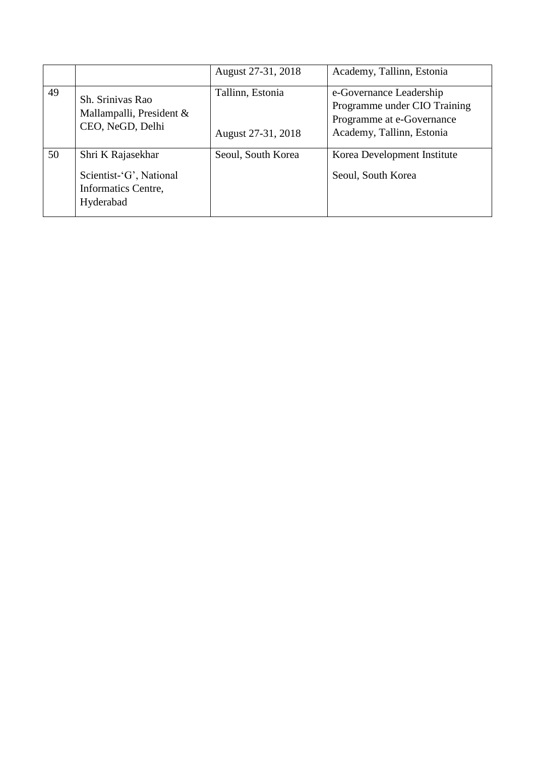| | | | |
|---|---|---|---|
| | | August 27-31, 2018 | Academy, Tallinn, Estonia |
| 49 | Sh. Srinivas Rao Mallampalli, President & CEO, NeGD, Delhi | Tallinn, Estonia<br><br>August 27-31, 2018 | e-Governance Leadership Programme under CIO Training Programme at e-Governance Academy, Tallinn, Estonia |
| 50 | Shri K Rajasekhar<br><br>Scientist-'G', National Informatics Centre, Hyderabad | Seoul, South Korea | Korea Development Institute<br><br>Seoul, South Korea |